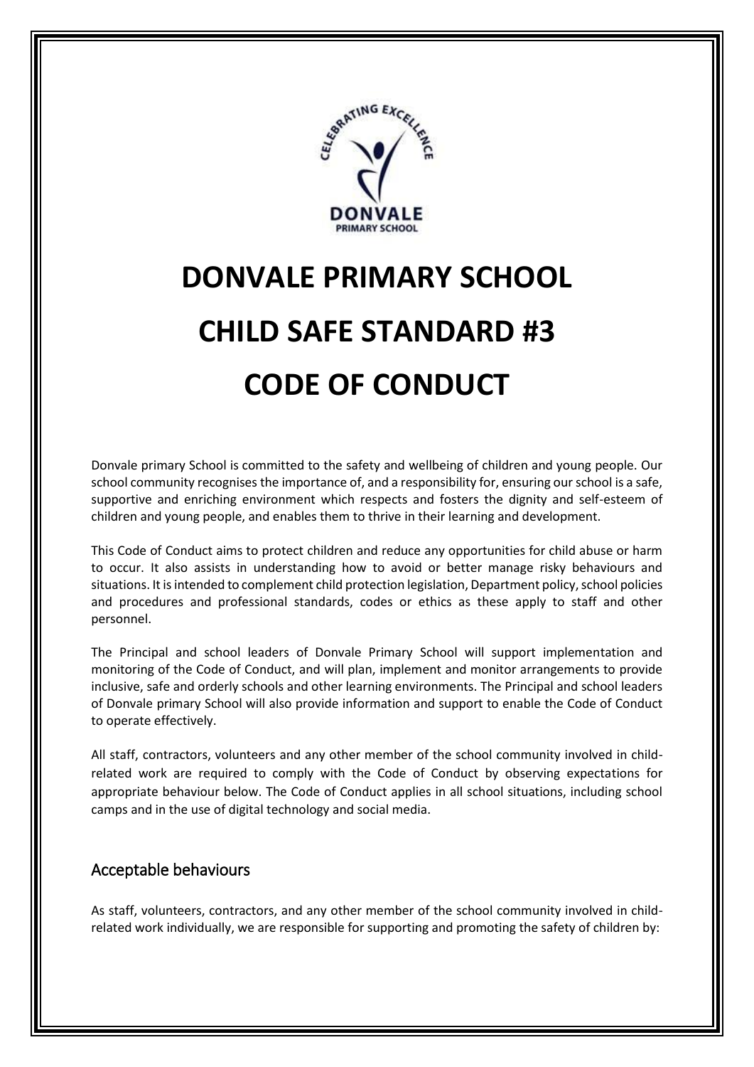# DONVALE PRIMARY SCHOOL

# CHILD SAFE STANDARD #3

# CODE OF CONDUCT

Donvale primary School is committed to the safety and wellbeing of children and young people. Our school community recognises the importance of, and a responsibility for, ensuring our school is a safe, supportive and enriching environment which respects and fosters the dignity and self-esteem of children and young people, and enables them to thrive in their learning and development.

This Code of Conduct aims to protect children and reduce any opportunities for child abuse or harm to occur. It also assists in understanding how to avoid or better manage risky behaviours and situations. It is intended to complement child protection legislation, Department policy, school policies and procedures and professional standards, codes or ethics as these apply to staff and other personnel.

The Principal and school leaders of Donvale Primary School will support implementation and monitoring of the Code of Conduct, and will plan, implement and monitor arrangements to provide inclusive, safe and orderly schools and other learning environments. The Principal and school leaders of Donvale primary School will also provide information and support to enable the Code of Conduct to operate effectively.

All staff, contractors, volunteers and any other member of the school community involved in child-related work are required to comply with the Code of Conduct by observing expectations for appropriate behaviour below. The Code of Conduct applies in all school situations, including school camps and in the use of digital technology and social media.

## Acceptable behaviours

As staff, volunteers, contractors, and any other member of the school community involved in child-related work individually, we are responsible for supporting and promoting the safety of children by: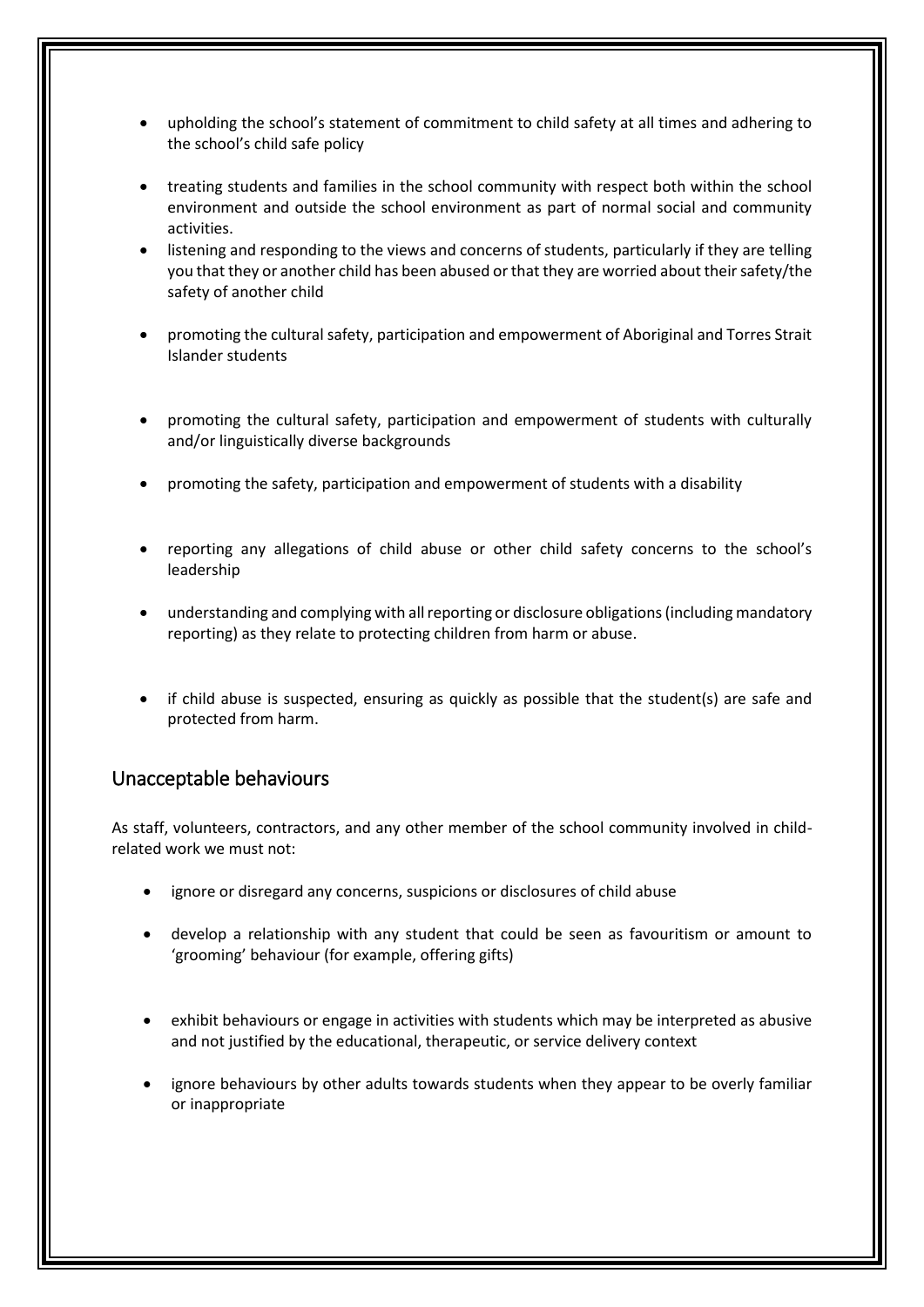- upholding the school's statement of commitment to child safety at all times and adhering to the school's child safe policy
- treating students and families in the school community with respect both within the school environment and outside the school environment as part of normal social and community activities.
- listening and responding to the views and concerns of students, particularly if they are telling you that they or another child has been abused or that they are worried about their safety/the safety of another child
- promoting the cultural safety, participation and empowerment of Aboriginal and Torres Strait Islander students
- promoting the cultural safety, participation and empowerment of students with culturally and/or linguistically diverse backgrounds
- promoting the safety, participation and empowerment of students with a disability
- reporting any allegations of child abuse or other child safety concerns to the school's leadership
- understanding and complying with all reporting or disclosure obligations (including mandatory reporting) as they relate to protecting children from harm or abuse.
- if child abuse is suspected, ensuring as quickly as possible that the student(s) are safe and protected from harm.

## Unacceptable behaviours

As staff, volunteers, contractors, and any other member of the school community involved in child-related work we must not:

- ignore or disregard any concerns, suspicions or disclosures of child abuse
- develop a relationship with any student that could be seen as favouritism or amount to 'grooming' behaviour (for example, offering gifts)
- exhibit behaviours or engage in activities with students which may be interpreted as abusive and not justified by the educational, therapeutic, or service delivery context
- ignore behaviours by other adults towards students when they appear to be overly familiar or inappropriate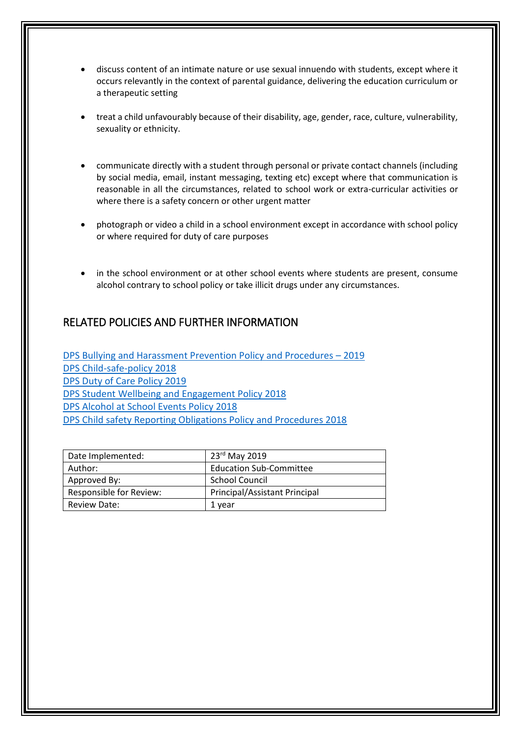- discuss content of an intimate nature or use sexual innuendo with students, except where it occurs relevantly in the context of parental guidance, delivering the education curriculum or a therapeutic setting

- treat a child unfavourably because of their disability, age, gender, race, culture, vulnerability, sexuality or ethnicity.

- communicate directly with a student through personal or private contact channels (including by social media, email, instant messaging, texting etc) except where that communication is reasonable in all the circumstances, related to school work or extra-curricular activities or where there is a safety concern or other urgent matter

- photograph or video a child in a school environment except in accordance with school policy or where required for duty of care purposes

- in the school environment or at other school events where students are present, consume alcohol contrary to school policy or take illicit drugs under any circumstances.

## RELATED POLICIES AND FURTHER INFORMATION

DPS Bullying and Harassment Prevention Policy and Procedures – 2019
DPS Child-safe-policy 2018
DPS Duty of Care Policy 2019
DPS Student Wellbeing and Engagement Policy 2018
DPS Alcohol at School Events Policy 2018
DPS Child safety Reporting Obligations Policy and Procedures 2018

| | |
|---|---|
| Date Implemented: | 23rd May 2019 |
| Author: | Education Sub-Committee |
| Approved By: | School Council |
| Responsible for Review: | Principal/Assistant Principal |
| Review Date: | 1 year |